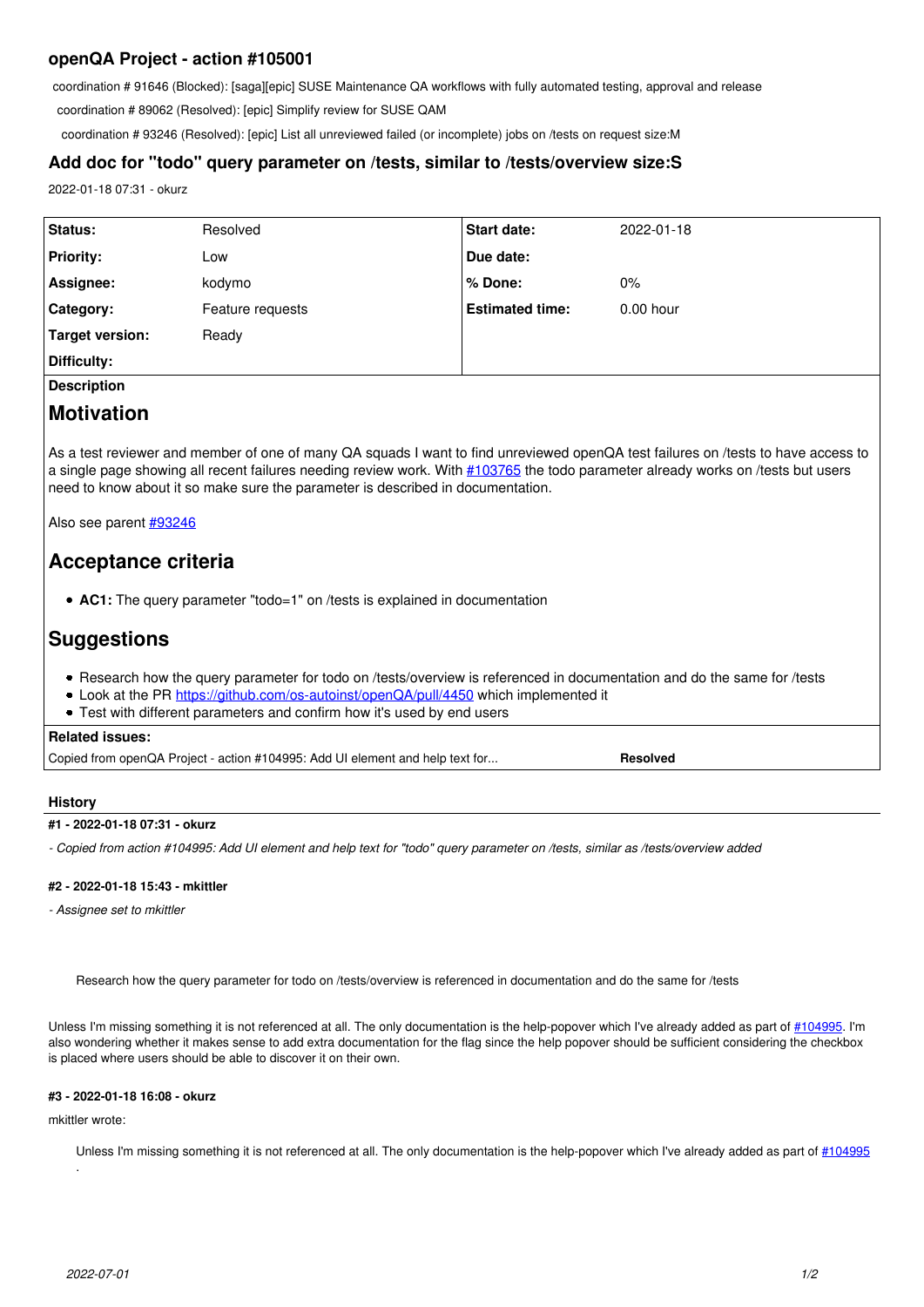## openQA Project - action #105001

coordination # 91646 (Blocked): [saga][epic] SUSE Maintenance QA workflows with fully automated testing, approval and release

coordination # 89062 (Resolved): [epic] Simplify review for SUSE QAM

coordination # 93246 (Resolved): [epic] List all unreviewed failed (or incomplete) jobs on /tests on request size:M

## Add doc for "todo" query parameter on /tests, similar to /tests/overview size:S

2022-01-18 07:31 - okurz

| | | | |
|---|---|---|---|
| **Status:** | Resolved | **Start date:** | 2022-01-18 |
| **Priority:** | Low | **Due date:** | |
| **Assignee:** | kodymo | **% Done:** | 0% |
| **Category:** | Feature requests | **Estimated time:** | 0.00 hour |
| **Target version:** | Ready | | |
| **Difficulty:** | | | |

**Description**

# Motivation

As a test reviewer and member of one of many QA squads I want to find unreviewed openQA test failures on /tests to have access to a single page showing all recent failures needing review work. With #103765 the todo parameter already works on /tests but users need to know about it so make sure the parameter is described in documentation.

Also see parent #93246

# Acceptance criteria

- **AC1:** The query parameter "todo=1" on /tests is explained in documentation

# Suggestions

- Research how the query parameter for todo on /tests/overview is referenced in documentation and do the same for /tests
- Look at the PR https://github.com/os-autoinst/openQA/pull/4450 which implemented it
- Test with different parameters and confirm how it's used by end users

**Related issues:**

| | |
|---|---|
| Copied from openQA Project - action #104995: Add UI element and help text for... | **Resolved** |

### History

#### #1 - 2022-01-18 07:31 - okurz

*- Copied from action #104995: Add UI element and help text for "todo" query parameter on /tests, similar as /tests/overview added*

#### #2 - 2022-01-18 15:43 - mkittler

*- Assignee set to mkittler*

> Research how the query parameter for todo on /tests/overview is referenced in documentation and do the same for /tests

Unless I'm missing something it is not referenced at all. The only documentation is the help-popover which I've already added as part of #104995. I'm also wondering whether it makes sense to add extra documentation for the flag since the help popover should be sufficient considering the checkbox is placed where users should be able to discover it on their own.

#### #3 - 2022-01-18 16:08 - okurz

mkittler wrote:

> Unless I'm missing something it is not referenced at all. The only documentation is the help-popover which I've already added as part of #104995.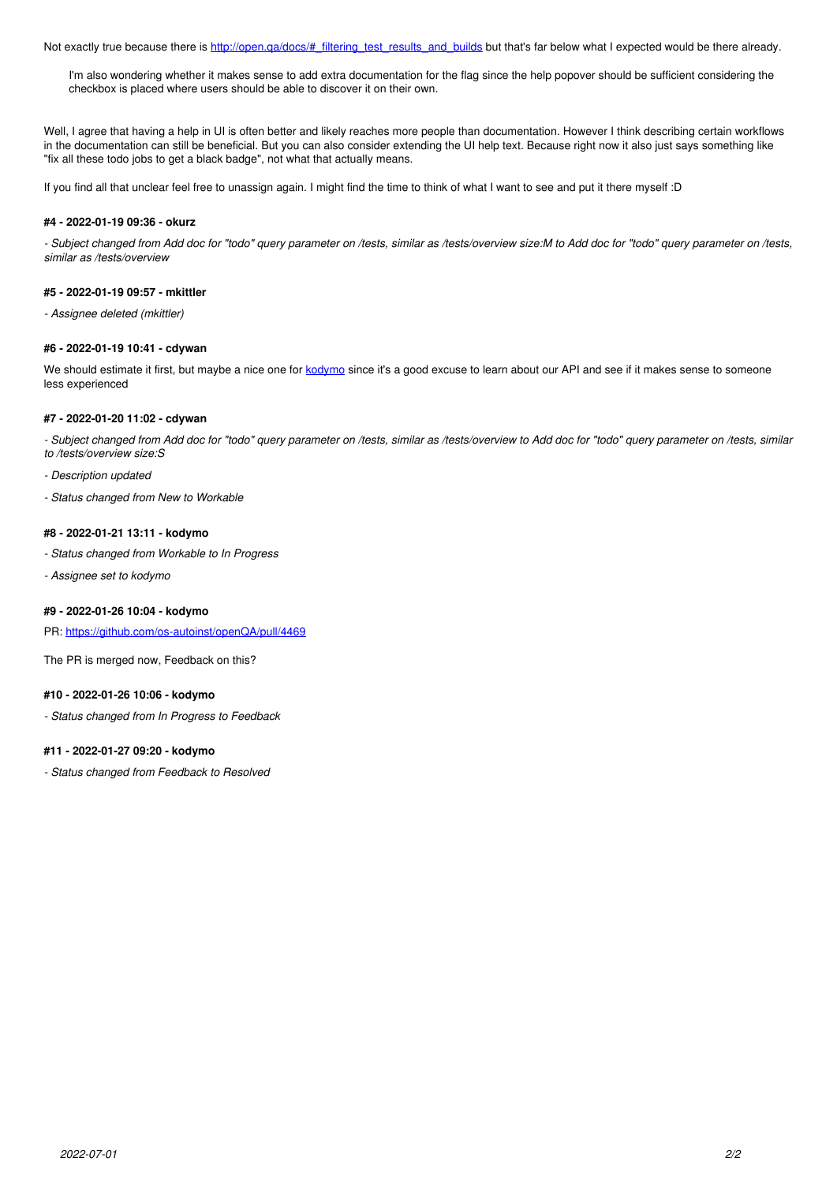Not exactly true because there is [http://open.qa/docs/#_filtering_test_results_and_builds](http://open.qa/docs/#_filtering_test_results_and_builds) but that's far below what I expected would be there already.

> I'm also wondering whether it makes sense to add extra documentation for the flag since the help popover should be sufficient considering the checkbox is placed where users should be able to discover it on their own.

Well, I agree that having a help in UI is often better and likely reaches more people than documentation. However I think describing certain workflows in the documentation can still be beneficial. But you can also consider extending the UI help text. Because right now it also just says something like "fix all these todo jobs to get a black badge", not what that actually means.

If you find all that unclear feel free to unassign again. I might find the time to think of what I want to see and put it there myself :D

#### #4 - 2022-01-19 09:36 - okurz

*- Subject changed from Add doc for "todo" query parameter on /tests, similar as /tests/overview size:M to Add doc for "todo" query parameter on /tests, similar as /tests/overview*

#### #5 - 2022-01-19 09:57 - mkittler

*- Assignee deleted (mkittler)*

#### #6 - 2022-01-19 10:41 - cdywan

We should estimate it first, but maybe a nice one for [kodymo](kodymo) since it's a good excuse to learn about our API and see if it makes sense to someone less experienced

#### #7 - 2022-01-20 11:02 - cdywan

*- Subject changed from Add doc for "todo" query parameter on /tests, similar as /tests/overview to Add doc for "todo" query parameter on /tests, similar to /tests/overview size:S*

*- Description updated*

*- Status changed from New to Workable*

#### #8 - 2022-01-21 13:11 - kodymo

*- Status changed from Workable to In Progress*

*- Assignee set to kodymo*

#### #9 - 2022-01-26 10:04 - kodymo

PR: [https://github.com/os-autoinst/openQA/pull/4469](https://github.com/os-autoinst/openQA/pull/4469)

The PR is merged now, Feedback on this?

#### #10 - 2022-01-26 10:06 - kodymo

*- Status changed from In Progress to Feedback*

#### #11 - 2022-01-27 09:20 - kodymo

*- Status changed from Feedback to Resolved*